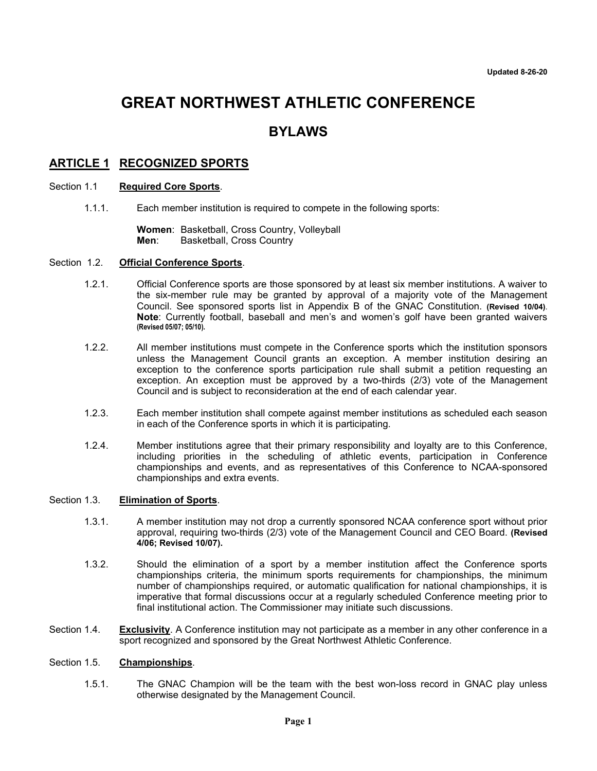Updated 8-26-20

# GREAT NORTHWEST ATHLETIC CONFERENCE

## BYLAWS

## ARTICLE 1 RECOGNIZED SPORTS

Section 1.1 **Required Core Sports**.

1.1.1. Each member institution is required to compete in the following sports:

**Women**: Basketball, Cross Country, Volleyball
**Men**: Basketball, Cross Country

Section 1.2. **Official Conference Sports**.

1.2.1. Official Conference sports are those sponsored by at least six member institutions. A waiver to the six-member rule may be granted by approval of a majority vote of the Management Council. See sponsored sports list in Appendix B of the GNAC Constitution. **(Revised 10/04)**. **Note**: Currently football, baseball and men's and women's golf have been granted waivers **(Revised 05/07; 05/10).**

1.2.2. All member institutions must compete in the Conference sports which the institution sponsors unless the Management Council grants an exception. A member institution desiring an exception to the conference sports participation rule shall submit a petition requesting an exception. An exception must be approved by a two-thirds (2/3) vote of the Management Council and is subject to reconsideration at the end of each calendar year.

1.2.3. Each member institution shall compete against member institutions as scheduled each season in each of the Conference sports in which it is participating.

1.2.4. Member institutions agree that their primary responsibility and loyalty are to this Conference, including priorities in the scheduling of athletic events, participation in Conference championships and events, and as representatives of this Conference to NCAA-sponsored championships and extra events.

Section 1.3. **Elimination of Sports**.

1.3.1. A member institution may not drop a currently sponsored NCAA conference sport without prior approval, requiring two-thirds (2/3) vote of the Management Council and CEO Board. **(Revised 4/06; Revised 10/07).**

1.3.2. Should the elimination of a sport by a member institution affect the Conference sports championships criteria, the minimum sports requirements for championships, the minimum number of championships required, or automatic qualification for national championships, it is imperative that formal discussions occur at a regularly scheduled Conference meeting prior to final institutional action. The Commissioner may initiate such discussions.

Section 1.4. **Exclusivity**. A Conference institution may not participate as a member in any other conference in a sport recognized and sponsored by the Great Northwest Athletic Conference.

Section 1.5. **Championships**.

1.5.1. The GNAC Champion will be the team with the best won-loss record in GNAC play unless otherwise designated by the Management Council.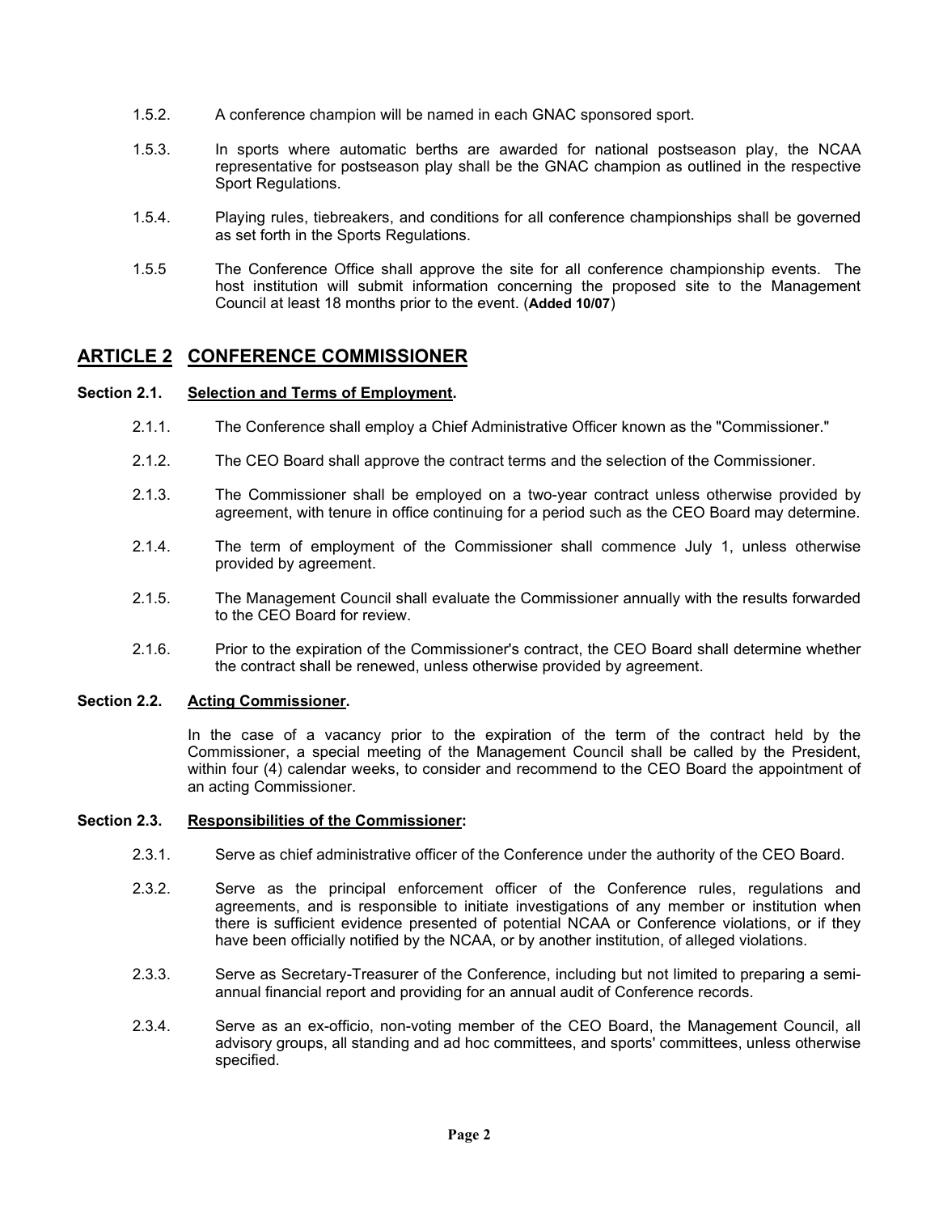1.5.2. A conference champion will be named in each GNAC sponsored sport.

1.5.3. In sports where automatic berths are awarded for national postseason play, the NCAA representative for postseason play shall be the GNAC champion as outlined in the respective Sport Regulations.

1.5.4. Playing rules, tiebreakers, and conditions for all conference championships shall be governed as set forth in the Sports Regulations.

1.5.5 The Conference Office shall approve the site for all conference championship events. The host institution will submit information concerning the proposed site to the Management Council at least 18 months prior to the event. (**Added 10/07**)

## ARTICLE 2 CONFERENCE COMMISSIONER

### Section 2.1. Selection and Terms of Employment.

2.1.1. The Conference shall employ a Chief Administrative Officer known as the "Commissioner."

2.1.2. The CEO Board shall approve the contract terms and the selection of the Commissioner.

2.1.3. The Commissioner shall be employed on a two-year contract unless otherwise provided by agreement, with tenure in office continuing for a period such as the CEO Board may determine.

2.1.4. The term of employment of the Commissioner shall commence July 1, unless otherwise provided by agreement.

2.1.5. The Management Council shall evaluate the Commissioner annually with the results forwarded to the CEO Board for review.

2.1.6. Prior to the expiration of the Commissioner's contract, the CEO Board shall determine whether the contract shall be renewed, unless otherwise provided by agreement.

### Section 2.2. Acting Commissioner.

In the case of a vacancy prior to the expiration of the term of the contract held by the Commissioner, a special meeting of the Management Council shall be called by the President, within four (4) calendar weeks, to consider and recommend to the CEO Board the appointment of an acting Commissioner.

### Section 2.3. Responsibilities of the Commissioner:

2.3.1. Serve as chief administrative officer of the Conference under the authority of the CEO Board.

2.3.2. Serve as the principal enforcement officer of the Conference rules, regulations and agreements, and is responsible to initiate investigations of any member or institution when there is sufficient evidence presented of potential NCAA or Conference violations, or if they have been officially notified by the NCAA, or by another institution, of alleged violations.

2.3.3. Serve as Secretary-Treasurer of the Conference, including but not limited to preparing a semi-annual financial report and providing for an annual audit of Conference records.

2.3.4. Serve as an ex-officio, non-voting member of the CEO Board, the Management Council, all advisory groups, all standing and ad hoc committees, and sports' committees, unless otherwise specified.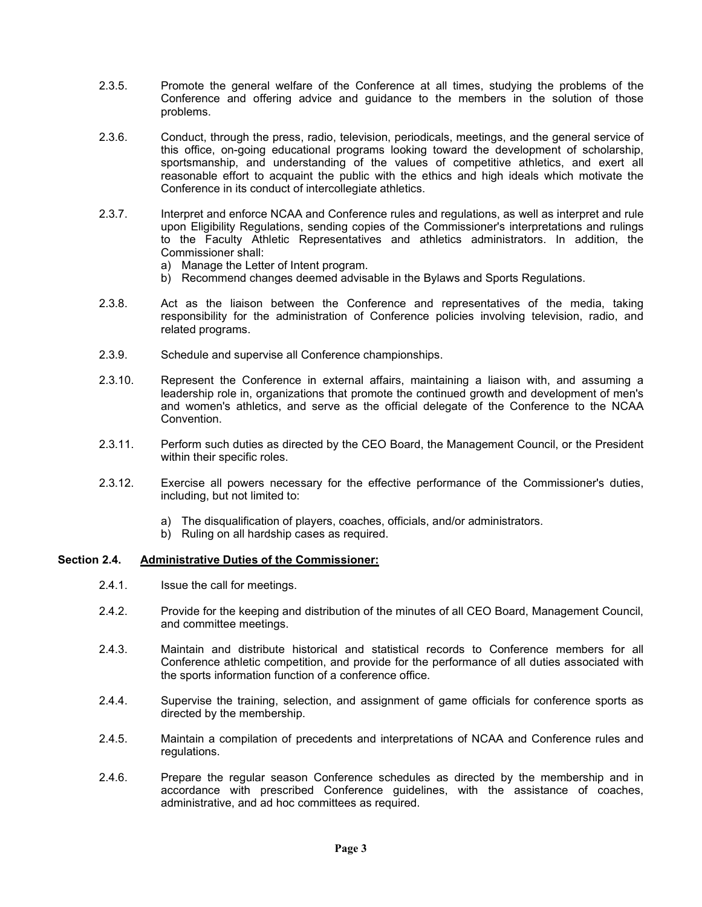2.3.5. Promote the general welfare of the Conference at all times, studying the problems of the Conference and offering advice and guidance to the members in the solution of those problems.

2.3.6. Conduct, through the press, radio, television, periodicals, meetings, and the general service of this office, on-going educational programs looking toward the development of scholarship, sportsmanship, and understanding of the values of competitive athletics, and exert all reasonable effort to acquaint the public with the ethics and high ideals which motivate the Conference in its conduct of intercollegiate athletics.

2.3.7. Interpret and enforce NCAA and Conference rules and regulations, as well as interpret and rule upon Eligibility Regulations, sending copies of the Commissioner's interpretations and rulings to the Faculty Athletic Representatives and athletics administrators. In addition, the Commissioner shall:

a) Manage the Letter of Intent program.
b) Recommend changes deemed advisable in the Bylaws and Sports Regulations.

2.3.8. Act as the liaison between the Conference and representatives of the media, taking responsibility for the administration of Conference policies involving television, radio, and related programs.

2.3.9. Schedule and supervise all Conference championships.

2.3.10. Represent the Conference in external affairs, maintaining a liaison with, and assuming a leadership role in, organizations that promote the continued growth and development of men's and women's athletics, and serve as the official delegate of the Conference to the NCAA Convention.

2.3.11. Perform such duties as directed by the CEO Board, the Management Council, or the President within their specific roles.

2.3.12. Exercise all powers necessary for the effective performance of the Commissioner's duties, including, but not limited to:

a) The disqualification of players, coaches, officials, and/or administrators.
b) Ruling on all hardship cases as required.

**Section 2.4. Administrative Duties of the Commissioner:**

2.4.1. Issue the call for meetings.

2.4.2. Provide for the keeping and distribution of the minutes of all CEO Board, Management Council, and committee meetings.

2.4.3. Maintain and distribute historical and statistical records to Conference members for all Conference athletic competition, and provide for the performance of all duties associated with the sports information function of a conference office.

2.4.4. Supervise the training, selection, and assignment of game officials for conference sports as directed by the membership.

2.4.5. Maintain a compilation of precedents and interpretations of NCAA and Conference rules and regulations.

2.4.6. Prepare the regular season Conference schedules as directed by the membership and in accordance with prescribed Conference guidelines, with the assistance of coaches, administrative, and ad hoc committees as required.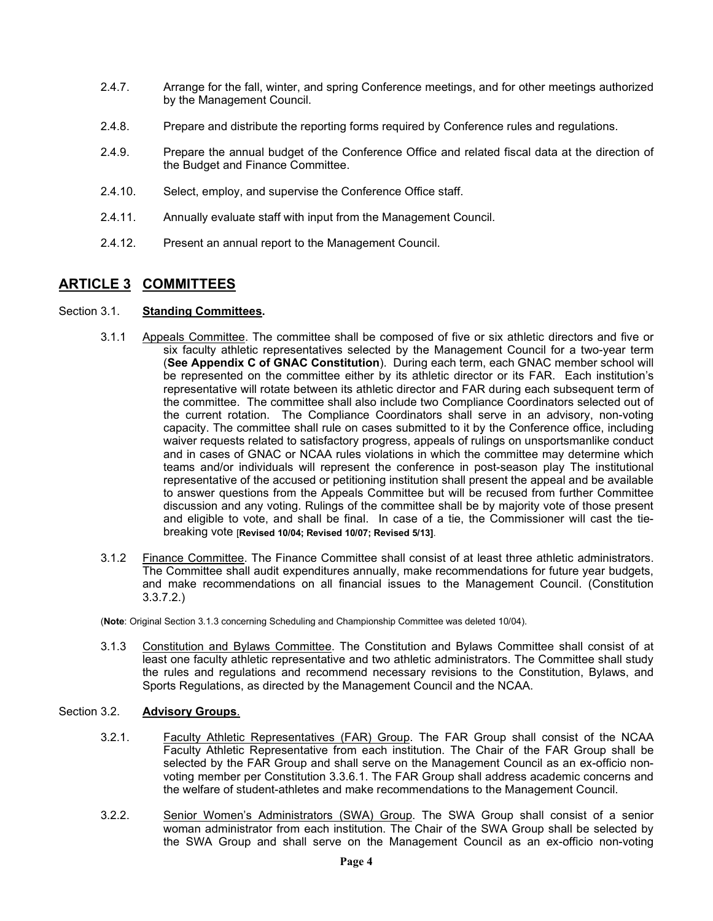2.4.7. Arrange for the fall, winter, and spring Conference meetings, and for other meetings authorized by the Management Council.

2.4.8. Prepare and distribute the reporting forms required by Conference rules and regulations.

2.4.9. Prepare the annual budget of the Conference Office and related fiscal data at the direction of the Budget and Finance Committee.

2.4.10. Select, employ, and supervise the Conference Office staff.

2.4.11. Annually evaluate staff with input from the Management Council.

2.4.12. Present an annual report to the Management Council.

## ARTICLE 3 COMMITTEES

Section 3.1. **Standing Committees.**

3.1.1 Appeals Committee. The committee shall be composed of five or six athletic directors and five or six faculty athletic representatives selected by the Management Council for a two-year term (**See Appendix C of GNAC Constitution**). During each term, each GNAC member school will be represented on the committee either by its athletic director or its FAR. Each institution's representative will rotate between its athletic director and FAR during each subsequent term of the committee. The committee shall also include two Compliance Coordinators selected out of the current rotation. The Compliance Coordinators shall serve in an advisory, non-voting capacity. The committee shall rule on cases submitted to it by the Conference office, including waiver requests related to satisfactory progress, appeals of rulings on unsportsmanlike conduct and in cases of GNAC or NCAA rules violations in which the committee may determine which teams and/or individuals will represent the conference in post-season play The institutional representative of the accused or petitioning institution shall present the appeal and be available to answer questions from the Appeals Committee but will be recused from further Committee discussion and any voting. Rulings of the committee shall be by majority vote of those present and eligible to vote, and shall be final. In case of a tie, the Commissioner will cast the tie-breaking vote [**Revised 10/04; Revised 10/07; Revised 5/13]**.

3.1.2 Finance Committee. The Finance Committee shall consist of at least three athletic administrators. The Committee shall audit expenditures annually, make recommendations for future year budgets, and make recommendations on all financial issues to the Management Council. (Constitution 3.3.7.2.)

(**Note**: Original Section 3.1.3 concerning Scheduling and Championship Committee was deleted 10/04).

3.1.3 Constitution and Bylaws Committee. The Constitution and Bylaws Committee shall consist of at least one faculty athletic representative and two athletic administrators. The Committee shall study the rules and regulations and recommend necessary revisions to the Constitution, Bylaws, and Sports Regulations, as directed by the Management Council and the NCAA.

Section 3.2. **Advisory Groups**.

3.2.1. Faculty Athletic Representatives (FAR) Group. The FAR Group shall consist of the NCAA Faculty Athletic Representative from each institution. The Chair of the FAR Group shall be selected by the FAR Group and shall serve on the Management Council as an ex-officio non-voting member per Constitution 3.3.6.1. The FAR Group shall address academic concerns and the welfare of student-athletes and make recommendations to the Management Council.

3.2.2. Senior Women's Administrators (SWA) Group. The SWA Group shall consist of a senior woman administrator from each institution. The Chair of the SWA Group shall be selected by the SWA Group and shall serve on the Management Council as an ex-officio non-voting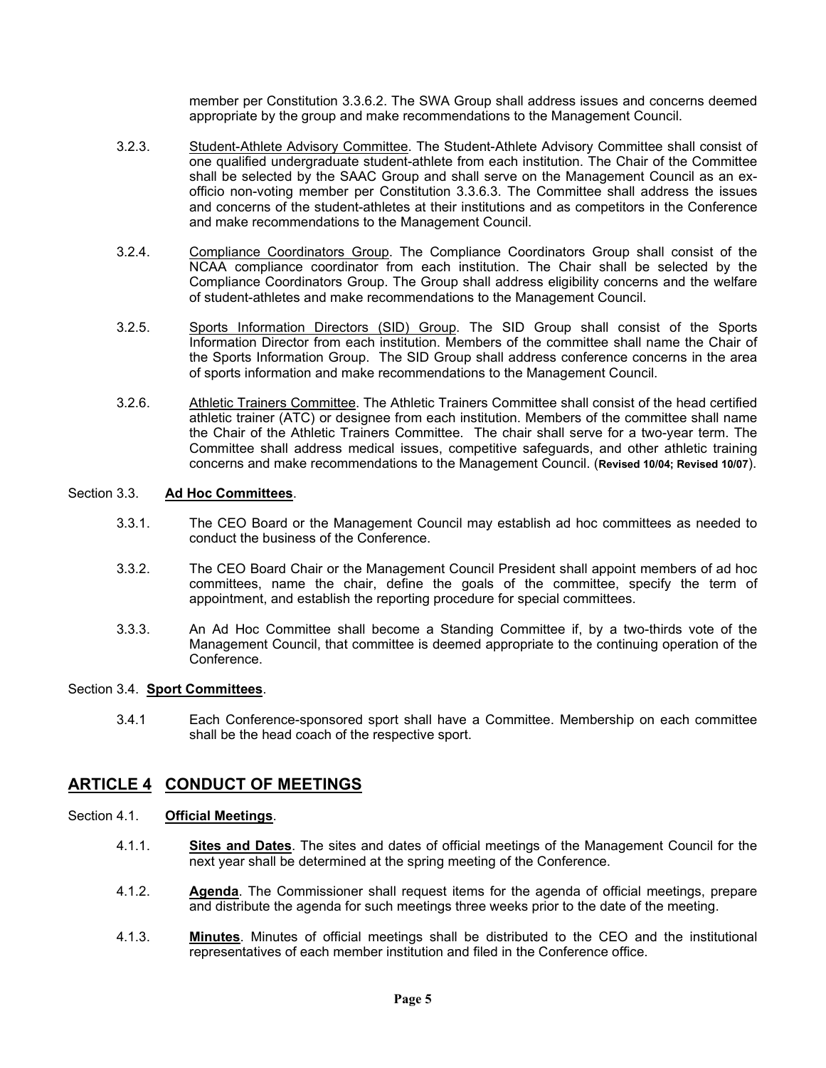member per Constitution 3.3.6.2. The SWA Group shall address issues and concerns deemed appropriate by the group and make recommendations to the Management Council.

3.2.3. Student-Athlete Advisory Committee. The Student-Athlete Advisory Committee shall consist of one qualified undergraduate student-athlete from each institution. The Chair of the Committee shall be selected by the SAAC Group and shall serve on the Management Council as an ex-officio non-voting member per Constitution 3.3.6.3. The Committee shall address the issues and concerns of the student-athletes at their institutions and as competitors in the Conference and make recommendations to the Management Council.

3.2.4. Compliance Coordinators Group. The Compliance Coordinators Group shall consist of the NCAA compliance coordinator from each institution. The Chair shall be selected by the Compliance Coordinators Group. The Group shall address eligibility concerns and the welfare of student-athletes and make recommendations to the Management Council.

3.2.5. Sports Information Directors (SID) Group. The SID Group shall consist of the Sports Information Director from each institution. Members of the committee shall name the Chair of the Sports Information Group. The SID Group shall address conference concerns in the area of sports information and make recommendations to the Management Council.

3.2.6. Athletic Trainers Committee. The Athletic Trainers Committee shall consist of the head certified athletic trainer (ATC) or designee from each institution. Members of the committee shall name the Chair of the Athletic Trainers Committee. The chair shall serve for a two-year term. The Committee shall address medical issues, competitive safeguards, and other athletic training concerns and make recommendations to the Management Council. (**Revised 10/04; Revised 10/07**).

Section 3.3. **Ad Hoc Committees**.

3.3.1. The CEO Board or the Management Council may establish ad hoc committees as needed to conduct the business of the Conference.

3.3.2. The CEO Board Chair or the Management Council President shall appoint members of ad hoc committees, name the chair, define the goals of the committee, specify the term of appointment, and establish the reporting procedure for special committees.

3.3.3. An Ad Hoc Committee shall become a Standing Committee if, by a two-thirds vote of the Management Council, that committee is deemed appropriate to the continuing operation of the Conference.

Section 3.4. **Sport Committees**.

3.4.1 Each Conference-sponsored sport shall have a Committee. Membership on each committee shall be the head coach of the respective sport.

## ARTICLE 4 CONDUCT OF MEETINGS

Section 4.1. **Official Meetings**.

4.1.1. **Sites and Dates**. The sites and dates of official meetings of the Management Council for the next year shall be determined at the spring meeting of the Conference.

4.1.2. **Agenda**. The Commissioner shall request items for the agenda of official meetings, prepare and distribute the agenda for such meetings three weeks prior to the date of the meeting.

4.1.3. **Minutes**. Minutes of official meetings shall be distributed to the CEO and the institutional representatives of each member institution and filed in the Conference office.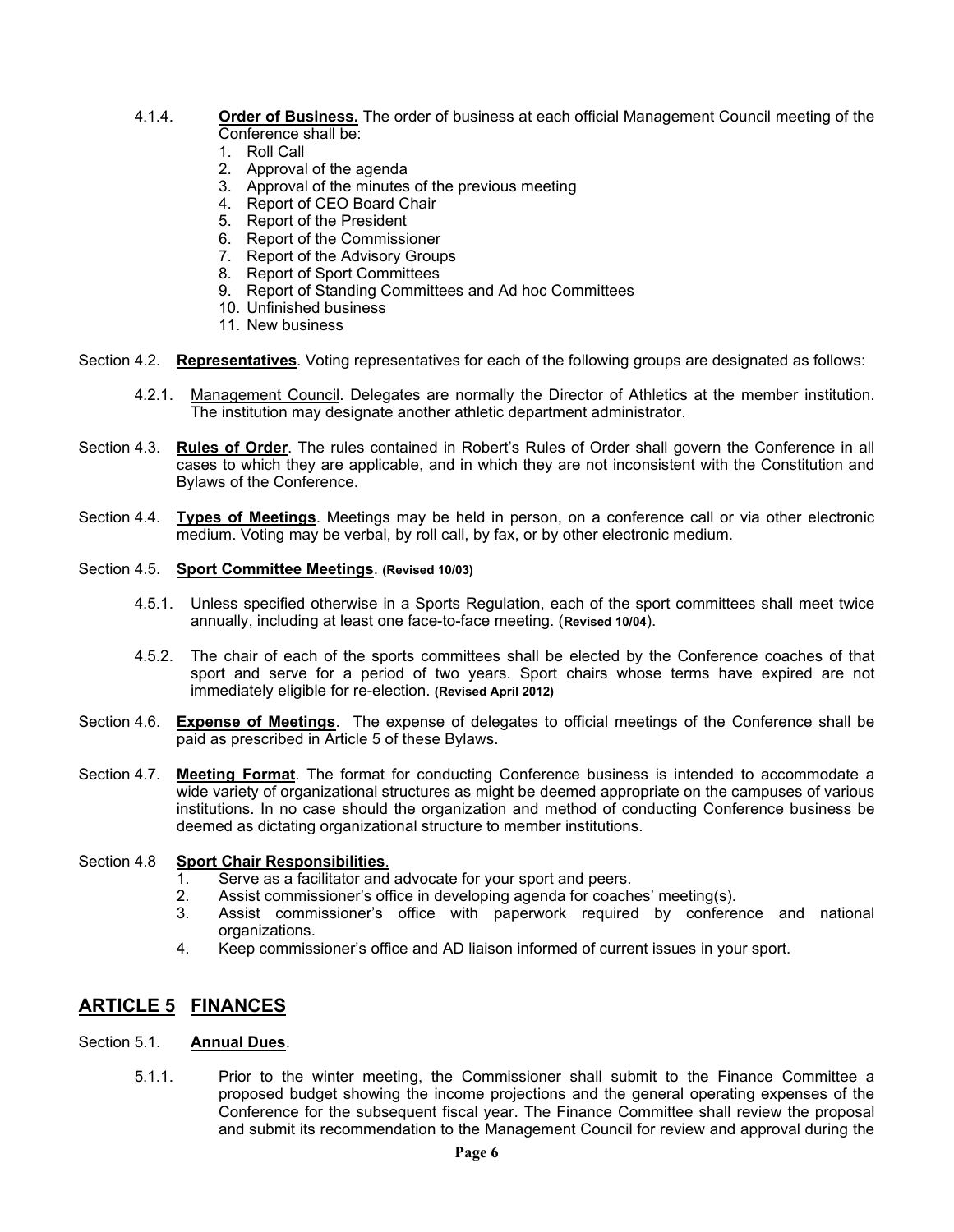4.1.4. **Order of Business.** The order of business at each official Management Council meeting of the Conference shall be:

1. Roll Call
2. Approval of the agenda
3. Approval of the minutes of the previous meeting
4. Report of CEO Board Chair
5. Report of the President
6. Report of the Commissioner
7. Report of the Advisory Groups
8. Report of Sport Committees
9. Report of Standing Committees and Ad hoc Committees
10. Unfinished business
11. New business

Section 4.2. **Representatives**. Voting representatives for each of the following groups are designated as follows:

4.2.1. Management Council. Delegates are normally the Director of Athletics at the member institution. The institution may designate another athletic department administrator.

Section 4.3. **Rules of Order**. The rules contained in Robert's Rules of Order shall govern the Conference in all cases to which they are applicable, and in which they are not inconsistent with the Constitution and Bylaws of the Conference.

Section 4.4. **Types of Meetings**. Meetings may be held in person, on a conference call or via other electronic medium. Voting may be verbal, by roll call, by fax, or by other electronic medium.

Section 4.5. **Sport Committee Meetings**. **(Revised 10/03)**

4.5.1. Unless specified otherwise in a Sports Regulation, each of the sport committees shall meet twice annually, including at least one face-to-face meeting. (**Revised 10/04**).

4.5.2. The chair of each of the sports committees shall be elected by the Conference coaches of that sport and serve for a period of two years. Sport chairs whose terms have expired are not immediately eligible for re-election. **(Revised April 2012)**

Section 4.6. **Expense of Meetings**. The expense of delegates to official meetings of the Conference shall be paid as prescribed in Article 5 of these Bylaws.

Section 4.7. **Meeting Format**. The format for conducting Conference business is intended to accommodate a wide variety of organizational structures as might be deemed appropriate on the campuses of various institutions. In no case should the organization and method of conducting Conference business be deemed as dictating organizational structure to member institutions.

Section 4.8 **Sport Chair Responsibilities**.

1. Serve as a facilitator and advocate for your sport and peers.
2. Assist commissioner's office in developing agenda for coaches' meeting(s).
3. Assist commissioner's office with paperwork required by conference and national organizations.
4. Keep commissioner's office and AD liaison informed of current issues in your sport.

## ARTICLE 5 FINANCES

Section 5.1. **Annual Dues**.

5.1.1. Prior to the winter meeting, the Commissioner shall submit to the Finance Committee a proposed budget showing the income projections and the general operating expenses of the Conference for the subsequent fiscal year. The Finance Committee shall review the proposal and submit its recommendation to the Management Council for review and approval during the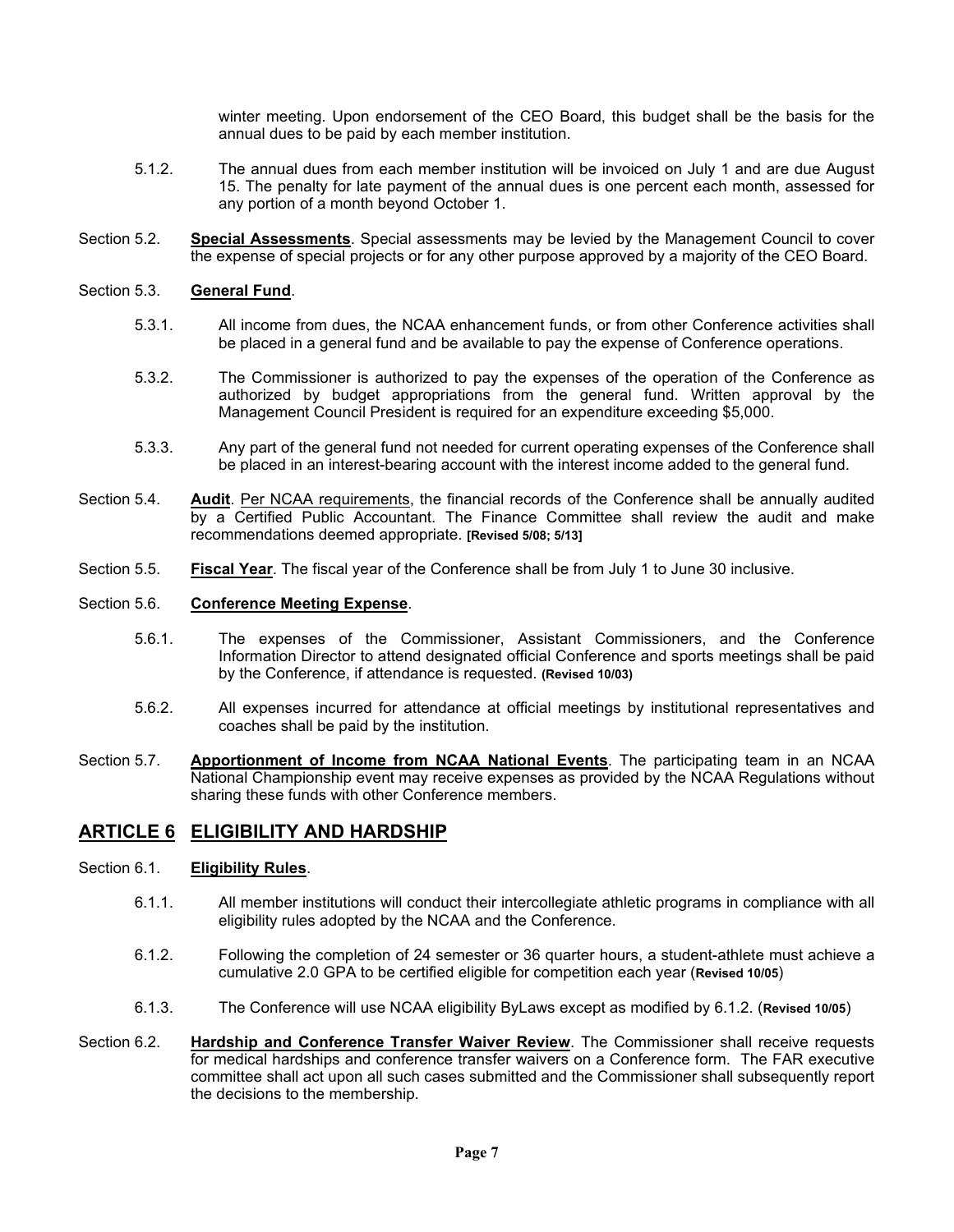winter meeting. Upon endorsement of the CEO Board, this budget shall be the basis for the annual dues to be paid by each member institution.

5.1.2. The annual dues from each member institution will be invoiced on July 1 and are due August 15. The penalty for late payment of the annual dues is one percent each month, assessed for any portion of a month beyond October 1.

Section 5.2. **Special Assessments**. Special assessments may be levied by the Management Council to cover the expense of special projects or for any other purpose approved by a majority of the CEO Board.

Section 5.3. **General Fund**.

5.3.1. All income from dues, the NCAA enhancement funds, or from other Conference activities shall be placed in a general fund and be available to pay the expense of Conference operations.

5.3.2. The Commissioner is authorized to pay the expenses of the operation of the Conference as authorized by budget appropriations from the general fund. Written approval by the Management Council President is required for an expenditure exceeding $5,000.

5.3.3. Any part of the general fund not needed for current operating expenses of the Conference shall be placed in an interest-bearing account with the interest income added to the general fund.

Section 5.4. **Audit**. Per NCAA requirements, the financial records of the Conference shall be annually audited by a Certified Public Accountant. The Finance Committee shall review the audit and make recommendations deemed appropriate. **[Revised 5/08; 5/13]**

Section 5.5. **Fiscal Year**. The fiscal year of the Conference shall be from July 1 to June 30 inclusive.

Section 5.6. **Conference Meeting Expense**.

5.6.1. The expenses of the Commissioner, Assistant Commissioners, and the Conference Information Director to attend designated official Conference and sports meetings shall be paid by the Conference, if attendance is requested. **(Revised 10/03)**

5.6.2. All expenses incurred for attendance at official meetings by institutional representatives and coaches shall be paid by the institution.

Section 5.7. **Apportionment of Income from NCAA National Events**. The participating team in an NCAA National Championship event may receive expenses as provided by the NCAA Regulations without sharing these funds with other Conference members.

## ARTICLE 6 ELIGIBILITY AND HARDSHIP

Section 6.1. **Eligibility Rules**.

6.1.1. All member institutions will conduct their intercollegiate athletic programs in compliance with all eligibility rules adopted by the NCAA and the Conference.

6.1.2. Following the completion of 24 semester or 36 quarter hours, a student-athlete must achieve a cumulative 2.0 GPA to be certified eligible for competition each year (**Revised 10/05**)

6.1.3. The Conference will use NCAA eligibility ByLaws except as modified by 6.1.2. (**Revised 10/05**)

Section 6.2. **Hardship and Conference Transfer Waiver Review**. The Commissioner shall receive requests for medical hardships and conference transfer waivers on a Conference form. The FAR executive committee shall act upon all such cases submitted and the Commissioner shall subsequently report the decisions to the membership.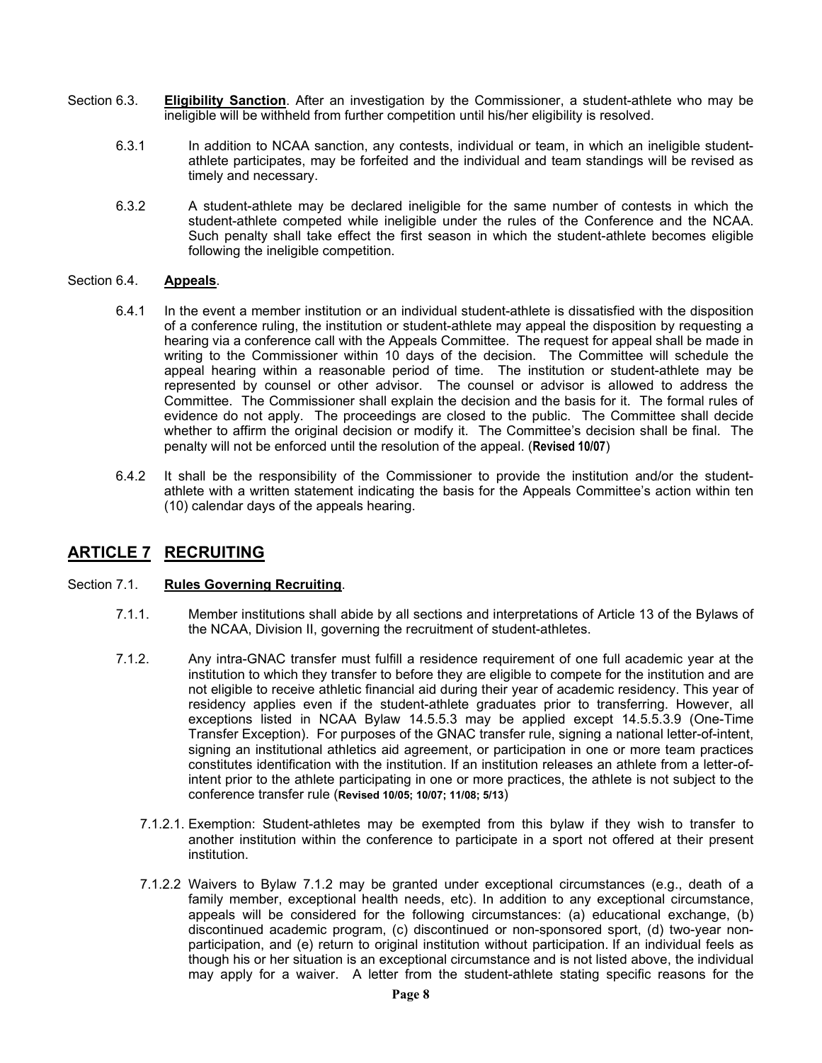Section 6.3. **Eligibility Sanction**. After an investigation by the Commissioner, a student-athlete who may be ineligible will be withheld from further competition until his/her eligibility is resolved.

6.3.1 In addition to NCAA sanction, any contests, individual or team, in which an ineligible student-athlete participates, may be forfeited and the individual and team standings will be revised as timely and necessary.

6.3.2 A student-athlete may be declared ineligible for the same number of contests in which the student-athlete competed while ineligible under the rules of the Conference and the NCAA. Such penalty shall take effect the first season in which the student-athlete becomes eligible following the ineligible competition.

Section 6.4. **Appeals**.

6.4.1 In the event a member institution or an individual student-athlete is dissatisfied with the disposition of a conference ruling, the institution or student-athlete may appeal the disposition by requesting a hearing via a conference call with the Appeals Committee. The request for appeal shall be made in writing to the Commissioner within 10 days of the decision. The Committee will schedule the appeal hearing within a reasonable period of time. The institution or student-athlete may be represented by counsel or other advisor. The counsel or advisor is allowed to address the Committee. The Commissioner shall explain the decision and the basis for it. The formal rules of evidence do not apply. The proceedings are closed to the public. The Committee shall decide whether to affirm the original decision or modify it. The Committee's decision shall be final. The penalty will not be enforced until the resolution of the appeal. (**Revised 10/07**)

6.4.2 It shall be the responsibility of the Commissioner to provide the institution and/or the student-athlete with a written statement indicating the basis for the Appeals Committee's action within ten (10) calendar days of the appeals hearing.

## ARTICLE 7 RECRUITING

Section 7.1. **Rules Governing Recruiting**.

7.1.1. Member institutions shall abide by all sections and interpretations of Article 13 of the Bylaws of the NCAA, Division II, governing the recruitment of student-athletes.

7.1.2. Any intra-GNAC transfer must fulfill a residence requirement of one full academic year at the institution to which they transfer to before they are eligible to compete for the institution and are not eligible to receive athletic financial aid during their year of academic residency. This year of residency applies even if the student-athlete graduates prior to transferring. However, all exceptions listed in NCAA Bylaw 14.5.5.3 may be applied except 14.5.5.3.9 (One-Time Transfer Exception). For purposes of the GNAC transfer rule, signing a national letter-of-intent, signing an institutional athletics aid agreement, or participation in one or more team practices constitutes identification with the institution. If an institution releases an athlete from a letter-of-intent prior to the athlete participating in one or more practices, the athlete is not subject to the conference transfer rule (**Revised 10/05; 10/07; 11/08; 5/13**)

7.1.2.1. Exemption: Student-athletes may be exempted from this bylaw if they wish to transfer to another institution within the conference to participate in a sport not offered at their present institution.

7.1.2.2 Waivers to Bylaw 7.1.2 may be granted under exceptional circumstances (e.g., death of a family member, exceptional health needs, etc). In addition to any exceptional circumstance, appeals will be considered for the following circumstances: (a) educational exchange, (b) discontinued academic program, (c) discontinued or non-sponsored sport, (d) two-year non-participation, and (e) return to original institution without participation. If an individual feels as though his or her situation is an exceptional circumstance and is not listed above, the individual may apply for a waiver. A letter from the student-athlete stating specific reasons for the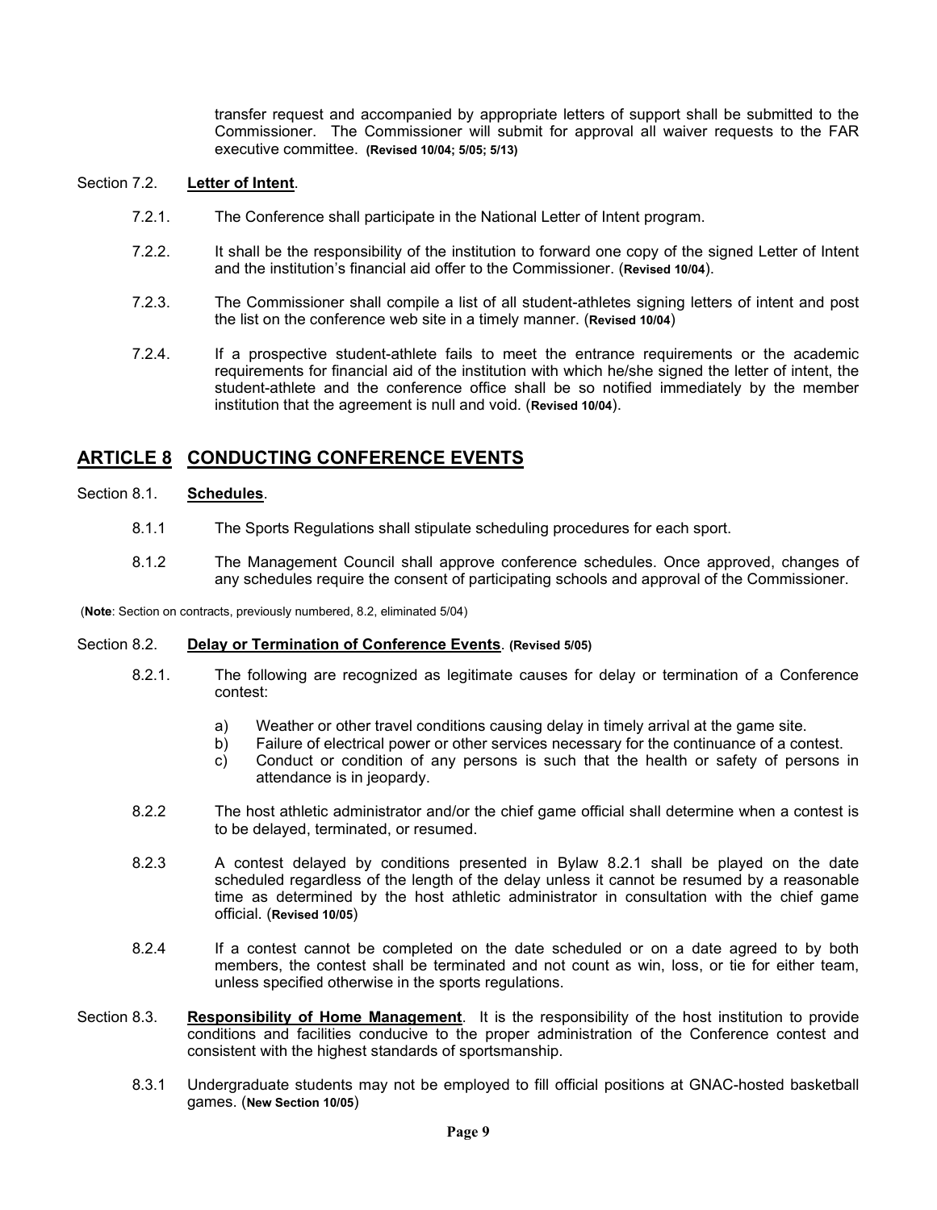transfer request and accompanied by appropriate letters of support shall be submitted to the Commissioner. The Commissioner will submit for approval all waiver requests to the FAR executive committee. **(Revised 10/04; 5/05; 5/13)**

Section 7.2. **Letter of Intent**.

7.2.1. The Conference shall participate in the National Letter of Intent program.

7.2.2. It shall be the responsibility of the institution to forward one copy of the signed Letter of Intent and the institution's financial aid offer to the Commissioner. (**Revised 10/04**).

7.2.3. The Commissioner shall compile a list of all student-athletes signing letters of intent and post the list on the conference web site in a timely manner. (**Revised 10/04**)

7.2.4. If a prospective student-athlete fails to meet the entrance requirements or the academic requirements for financial aid of the institution with which he/she signed the letter of intent, the student-athlete and the conference office shall be so notified immediately by the member institution that the agreement is null and void. (**Revised 10/04**).

## ARTICLE 8 CONDUCTING CONFERENCE EVENTS

Section 8.1. **Schedules**.

8.1.1 The Sports Regulations shall stipulate scheduling procedures for each sport.

8.1.2 The Management Council shall approve conference schedules. Once approved, changes of any schedules require the consent of participating schools and approval of the Commissioner.

(**Note**: Section on contracts, previously numbered, 8.2, eliminated 5/04)

Section 8.2. **Delay or Termination of Conference Events**. **(Revised 5/05)**

8.2.1. The following are recognized as legitimate causes for delay or termination of a Conference contest:

a) Weather or other travel conditions causing delay in timely arrival at the game site.
b) Failure of electrical power or other services necessary for the continuance of a contest.
c) Conduct or condition of any persons is such that the health or safety of persons in attendance is in jeopardy.

8.2.2 The host athletic administrator and/or the chief game official shall determine when a contest is to be delayed, terminated, or resumed.

8.2.3 A contest delayed by conditions presented in Bylaw 8.2.1 shall be played on the date scheduled regardless of the length of the delay unless it cannot be resumed by a reasonable time as determined by the host athletic administrator in consultation with the chief game official. (**Revised 10/05**)

8.2.4 If a contest cannot be completed on the date scheduled or on a date agreed to by both members, the contest shall be terminated and not count as win, loss, or tie for either team, unless specified otherwise in the sports regulations.

Section 8.3. **Responsibility of Home Management**. It is the responsibility of the host institution to provide conditions and facilities conducive to the proper administration of the Conference contest and consistent with the highest standards of sportsmanship.

8.3.1 Undergraduate students may not be employed to fill official positions at GNAC-hosted basketball games. (**New Section 10/05**)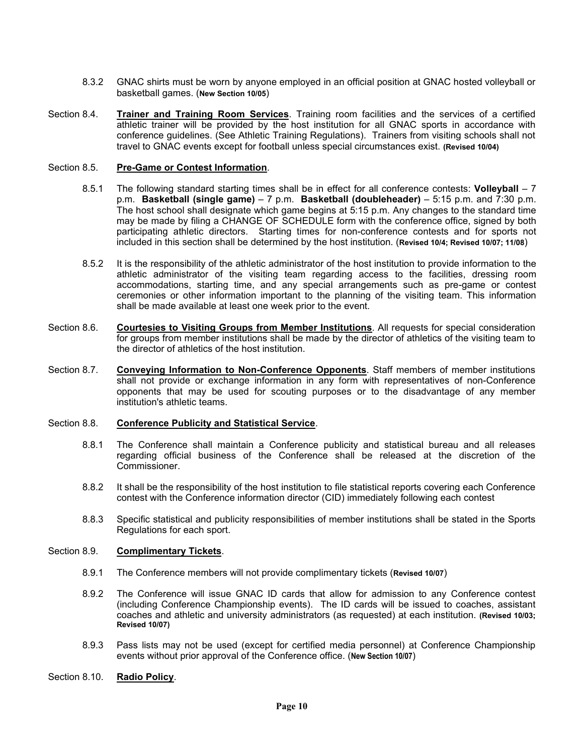8.3.2 GNAC shirts must be worn by anyone employed in an official position at GNAC hosted volleyball or basketball games. (**New Section 10/05**)

Section 8.4. **Trainer and Training Room Services**. Training room facilities and the services of a certified athletic trainer will be provided by the host institution for all GNAC sports in accordance with conference guidelines. (See Athletic Training Regulations). Trainers from visiting schools shall not travel to GNAC events except for football unless special circumstances exist. **(Revised 10/04)**

Section 8.5. **Pre-Game or Contest Information**.

8.5.1 The following standard starting times shall be in effect for all conference contests: **Volleyball** – 7 p.m. **Basketball (single game)** – 7 p.m. **Basketball (doubleheader)** – 5:15 p.m. and 7:30 p.m. The host school shall designate which game begins at 5:15 p.m. Any changes to the standard time may be made by filing a CHANGE OF SCHEDULE form with the conference office, signed by both participating athletic directors. Starting times for non-conference contests and for sports not included in this section shall be determined by the host institution. (**Revised 10/4; Revised 10/07; 11/08**)

8.5.2 It is the responsibility of the athletic administrator of the host institution to provide information to the athletic administrator of the visiting team regarding access to the facilities, dressing room accommodations, starting time, and any special arrangements such as pre-game or contest ceremonies or other information important to the planning of the visiting team. This information shall be made available at least one week prior to the event.

Section 8.6. **Courtesies to Visiting Groups from Member Institutions**. All requests for special consideration for groups from member institutions shall be made by the director of athletics of the visiting team to the director of athletics of the host institution.

Section 8.7. **Conveying Information to Non-Conference Opponents**. Staff members of member institutions shall not provide or exchange information in any form with representatives of non-Conference opponents that may be used for scouting purposes or to the disadvantage of any member institution's athletic teams.

Section 8.8. **Conference Publicity and Statistical Service**.

8.8.1 The Conference shall maintain a Conference publicity and statistical bureau and all releases regarding official business of the Conference shall be released at the discretion of the Commissioner.

8.8.2 It shall be the responsibility of the host institution to file statistical reports covering each Conference contest with the Conference information director (CID) immediately following each contest

8.8.3 Specific statistical and publicity responsibilities of member institutions shall be stated in the Sports Regulations for each sport.

Section 8.9. **Complimentary Tickets**.

8.9.1 The Conference members will not provide complimentary tickets (**Revised 10/07**)

8.9.2 The Conference will issue GNAC ID cards that allow for admission to any Conference contest (including Conference Championship events). The ID cards will be issued to coaches, assistant coaches and athletic and university administrators (as requested) at each institution. **(Revised 10/03; Revised 10/07)**

8.9.3 Pass lists may not be used (except for certified media personnel) at Conference Championship events without prior approval of the Conference office. (**New Section 10/07**)

Section 8.10. **Radio Policy**.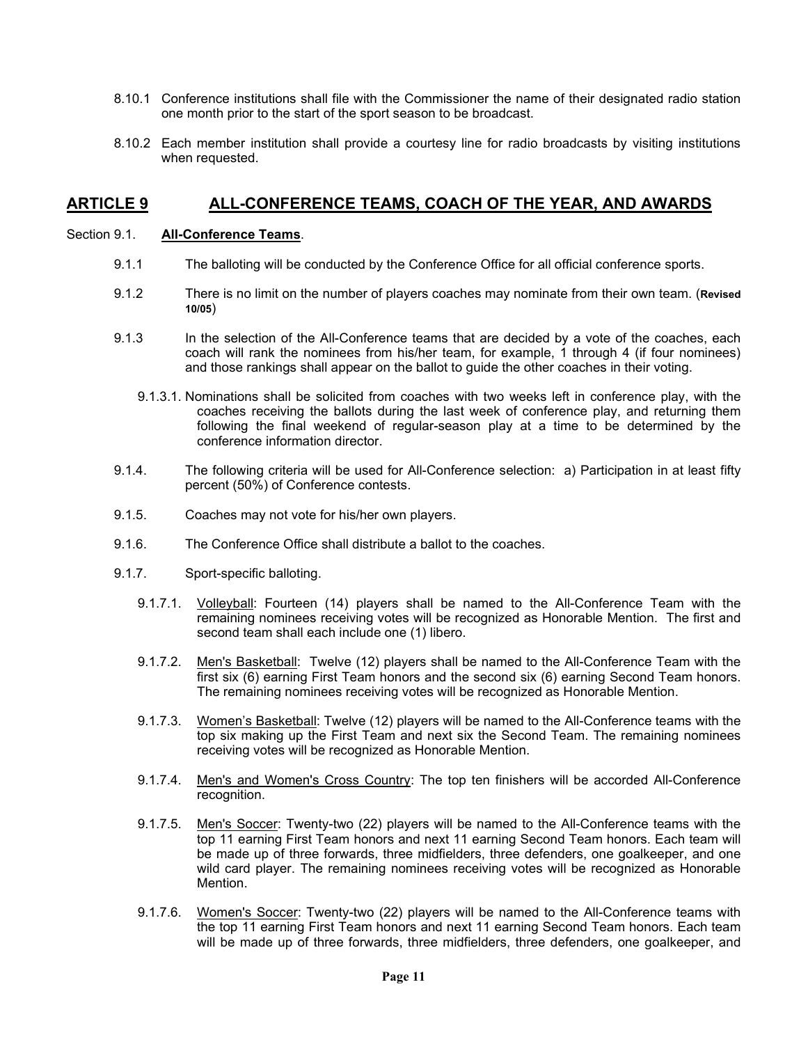8.10.1 Conference institutions shall file with the Commissioner the name of their designated radio station one month prior to the start of the sport season to be broadcast.

8.10.2 Each member institution shall provide a courtesy line for radio broadcasts by visiting institutions when requested.

## ARTICLE 9 ALL-CONFERENCE TEAMS, COACH OF THE YEAR, AND AWARDS

Section 9.1. **All-Conference Teams**.

9.1.1 The balloting will be conducted by the Conference Office for all official conference sports.

9.1.2 There is no limit on the number of players coaches may nominate from their own team. (**Revised 10/05**)

9.1.3 In the selection of the All-Conference teams that are decided by a vote of the coaches, each coach will rank the nominees from his/her team, for example, 1 through 4 (if four nominees) and those rankings shall appear on the ballot to guide the other coaches in their voting.

9.1.3.1. Nominations shall be solicited from coaches with two weeks left in conference play, with the coaches receiving the ballots during the last week of conference play, and returning them following the final weekend of regular-season play at a time to be determined by the conference information director.

9.1.4. The following criteria will be used for All-Conference selection: a) Participation in at least fifty percent (50%) of Conference contests.

9.1.5. Coaches may not vote for his/her own players.

9.1.6. The Conference Office shall distribute a ballot to the coaches.

9.1.7. Sport-specific balloting.

9.1.7.1. Volleyball: Fourteen (14) players shall be named to the All-Conference Team with the remaining nominees receiving votes will be recognized as Honorable Mention. The first and second team shall each include one (1) libero.

9.1.7.2. Men's Basketball: Twelve (12) players shall be named to the All-Conference Team with the first six (6) earning First Team honors and the second six (6) earning Second Team honors. The remaining nominees receiving votes will be recognized as Honorable Mention.

9.1.7.3. Women's Basketball: Twelve (12) players will be named to the All-Conference teams with the top six making up the First Team and next six the Second Team. The remaining nominees receiving votes will be recognized as Honorable Mention.

9.1.7.4. Men's and Women's Cross Country: The top ten finishers will be accorded All-Conference recognition.

9.1.7.5. Men's Soccer: Twenty-two (22) players will be named to the All-Conference teams with the top 11 earning First Team honors and next 11 earning Second Team honors. Each team will be made up of three forwards, three midfielders, three defenders, one goalkeeper, and one wild card player. The remaining nominees receiving votes will be recognized as Honorable Mention.

9.1.7.6. Women's Soccer: Twenty-two (22) players will be named to the All-Conference teams with the top 11 earning First Team honors and next 11 earning Second Team honors. Each team will be made up of three forwards, three midfielders, three defenders, one goalkeeper, and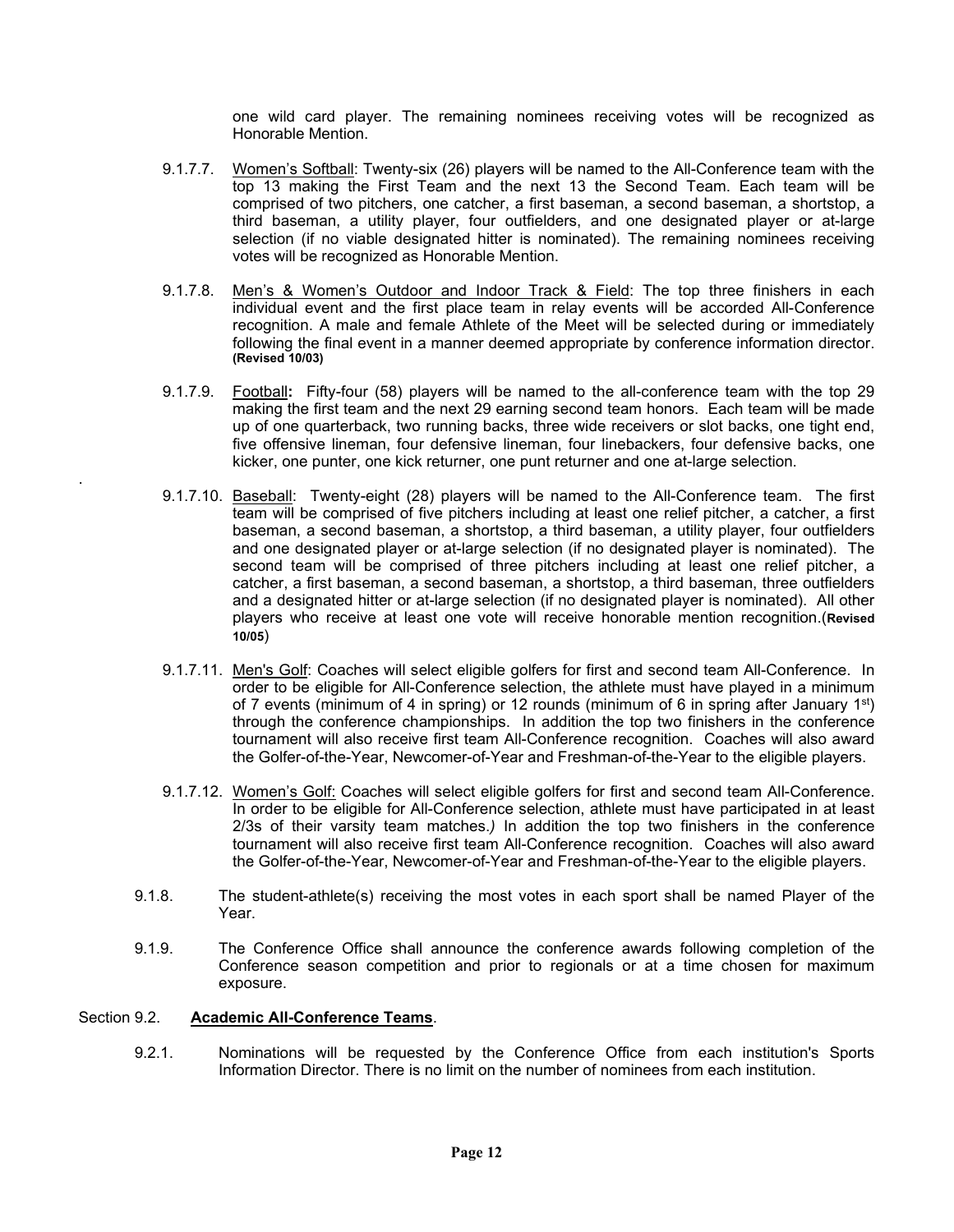one wild card player. The remaining nominees receiving votes will be recognized as Honorable Mention.

9.1.7.7. Women's Softball: Twenty-six (26) players will be named to the All-Conference team with the top 13 making the First Team and the next 13 the Second Team. Each team will be comprised of two pitchers, one catcher, a first baseman, a second baseman, a shortstop, a third baseman, a utility player, four outfielders, and one designated player or at-large selection (if no viable designated hitter is nominated). The remaining nominees receiving votes will be recognized as Honorable Mention.

9.1.7.8. Men's & Women's Outdoor and Indoor Track & Field: The top three finishers in each individual event and the first place team in relay events will be accorded All-Conference recognition. A male and female Athlete of the Meet will be selected during or immediately following the final event in a manner deemed appropriate by conference information director. **(Revised 10/03)**

9.1.7.9. Football**:** Fifty-four (58) players will be named to the all-conference team with the top 29 making the first team and the next 29 earning second team honors. Each team will be made up of one quarterback, two running backs, three wide receivers or slot backs, one tight end, five offensive lineman, four defensive lineman, four linebackers, four defensive backs, one kicker, one punter, one kick returner, one punt returner and one at-large selection.

9.1.7.10. Baseball: Twenty-eight (28) players will be named to the All-Conference team. The first team will be comprised of five pitchers including at least one relief pitcher, a catcher, a first baseman, a second baseman, a shortstop, a third baseman, a utility player, four outfielders and one designated player or at-large selection (if no designated player is nominated). The second team will be comprised of three pitchers including at least one relief pitcher, a catcher, a first baseman, a second baseman, a shortstop, a third baseman, three outfielders and a designated hitter or at-large selection (if no designated player is nominated). All other players who receive at least one vote will receive honorable mention recognition.(**Revised 10/05**)

9.1.7.11. Men's Golf: Coaches will select eligible golfers for first and second team All-Conference. In order to be eligible for All-Conference selection, the athlete must have played in a minimum of 7 events (minimum of 4 in spring) or 12 rounds (minimum of 6 in spring after January 1st) through the conference championships. In addition the top two finishers in the conference tournament will also receive first team All-Conference recognition. Coaches will also award the Golfer-of-the-Year, Newcomer-of-Year and Freshman-of-the-Year to the eligible players.

9.1.7.12. Women's Golf: Coaches will select eligible golfers for first and second team All-Conference. In order to be eligible for All-Conference selection, athlete must have participated in at least 2/3s of their varsity team matches.*)* In addition the top two finishers in the conference tournament will also receive first team All-Conference recognition. Coaches will also award the Golfer-of-the-Year, Newcomer-of-Year and Freshman-of-the-Year to the eligible players.

9.1.8. The student-athlete(s) receiving the most votes in each sport shall be named Player of the Year.

9.1.9. The Conference Office shall announce the conference awards following completion of the Conference season competition and prior to regionals or at a time chosen for maximum exposure.

## Section 9.2. **Academic All-Conference Teams**.

9.2.1. Nominations will be requested by the Conference Office from each institution's Sports Information Director. There is no limit on the number of nominees from each institution.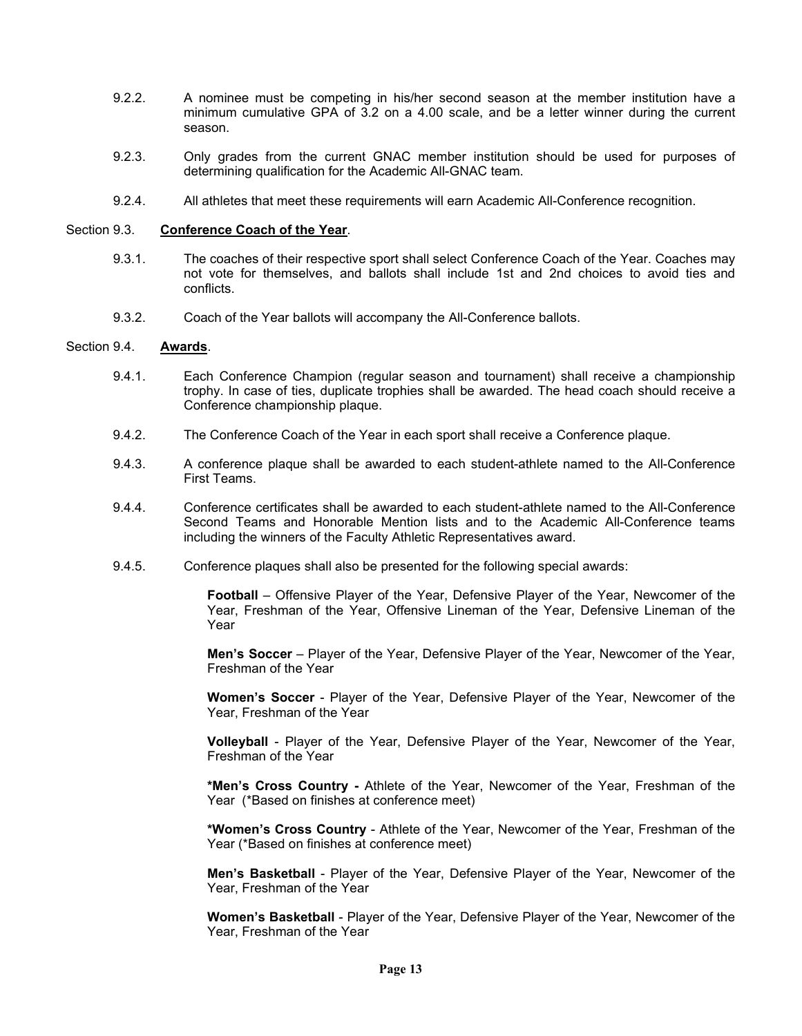9.2.2. A nominee must be competing in his/her second season at the member institution have a minimum cumulative GPA of 3.2 on a 4.00 scale, and be a letter winner during the current season.

9.2.3. Only grades from the current GNAC member institution should be used for purposes of determining qualification for the Academic All-GNAC team.

9.2.4. All athletes that meet these requirements will earn Academic All-Conference recognition.

### Section 9.3. <u>**Conference Coach of the Year**</u>.

9.3.1. The coaches of their respective sport shall select Conference Coach of the Year. Coaches may not vote for themselves, and ballots shall include 1st and 2nd choices to avoid ties and conflicts.

9.3.2. Coach of the Year ballots will accompany the All-Conference ballots.

### Section 9.4. <u>**Awards**</u>.

9.4.1. Each Conference Champion (regular season and tournament) shall receive a championship trophy. In case of ties, duplicate trophies shall be awarded. The head coach should receive a Conference championship plaque.

9.4.2. The Conference Coach of the Year in each sport shall receive a Conference plaque.

9.4.3. A conference plaque shall be awarded to each student-athlete named to the All-Conference First Teams.

9.4.4. Conference certificates shall be awarded to each student-athlete named to the All-Conference Second Teams and Honorable Mention lists and to the Academic All-Conference teams including the winners of the Faculty Athletic Representatives award.

9.4.5. Conference plaques shall also be presented for the following special awards:

**Football** – Offensive Player of the Year, Defensive Player of the Year, Newcomer of the Year, Freshman of the Year, Offensive Lineman of the Year, Defensive Lineman of the Year

**Men's Soccer** – Player of the Year, Defensive Player of the Year, Newcomer of the Year, Freshman of the Year

**Women's Soccer** - Player of the Year, Defensive Player of the Year, Newcomer of the Year, Freshman of the Year

**Volleyball** - Player of the Year, Defensive Player of the Year, Newcomer of the Year, Freshman of the Year

***Men's Cross Country -** Athlete of the Year, Newcomer of the Year, Freshman of the Year (*Based on finishes at conference meet)

***Women's Cross Country** - Athlete of the Year, Newcomer of the Year, Freshman of the Year (*Based on finishes at conference meet)

**Men's Basketball** - Player of the Year, Defensive Player of the Year, Newcomer of the Year, Freshman of the Year

**Women's Basketball** - Player of the Year, Defensive Player of the Year, Newcomer of the Year, Freshman of the Year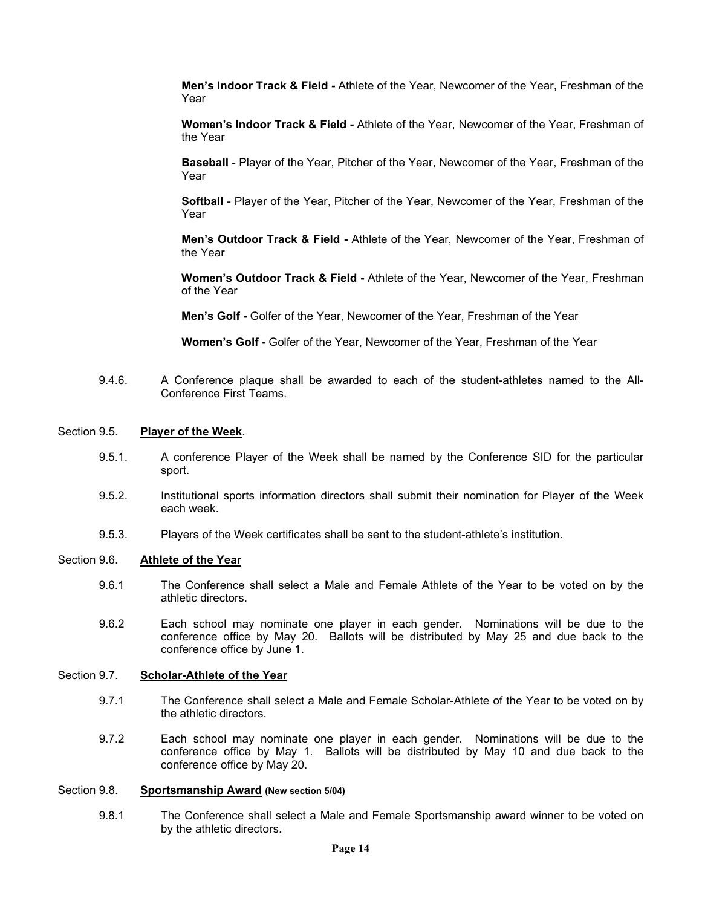**Men's Indoor Track & Field -** Athlete of the Year, Newcomer of the Year, Freshman of the Year

**Women's Indoor Track & Field -** Athlete of the Year, Newcomer of the Year, Freshman of the Year

**Baseball** - Player of the Year, Pitcher of the Year, Newcomer of the Year, Freshman of the Year

**Softball** - Player of the Year, Pitcher of the Year, Newcomer of the Year, Freshman of the Year

**Men's Outdoor Track & Field -** Athlete of the Year, Newcomer of the Year, Freshman of the Year

**Women's Outdoor Track & Field -** Athlete of the Year, Newcomer of the Year, Freshman of the Year

**Men's Golf -** Golfer of the Year, Newcomer of the Year, Freshman of the Year

**Women's Golf -** Golfer of the Year, Newcomer of the Year, Freshman of the Year

9.4.6. A Conference plaque shall be awarded to each of the student-athletes named to the All-Conference First Teams.

Section 9.5. **Player of the Week**.

9.5.1. A conference Player of the Week shall be named by the Conference SID for the particular sport.

9.5.2. Institutional sports information directors shall submit their nomination for Player of the Week each week.

9.5.3. Players of the Week certificates shall be sent to the student-athlete's institution.

Section 9.6. **Athlete of the Year**

9.6.1 The Conference shall select a Male and Female Athlete of the Year to be voted on by the athletic directors.

9.6.2 Each school may nominate one player in each gender. Nominations will be due to the conference office by May 20. Ballots will be distributed by May 25 and due back to the conference office by June 1.

Section 9.7. **Scholar-Athlete of the Year**

9.7.1 The Conference shall select a Male and Female Scholar-Athlete of the Year to be voted on by the athletic directors.

9.7.2 Each school may nominate one player in each gender. Nominations will be due to the conference office by May 1. Ballots will be distributed by May 10 and due back to the conference office by May 20.

Section 9.8. **Sportsmanship Award (New section 5/04)**

9.8.1 The Conference shall select a Male and Female Sportsmanship award winner to be voted on by the athletic directors.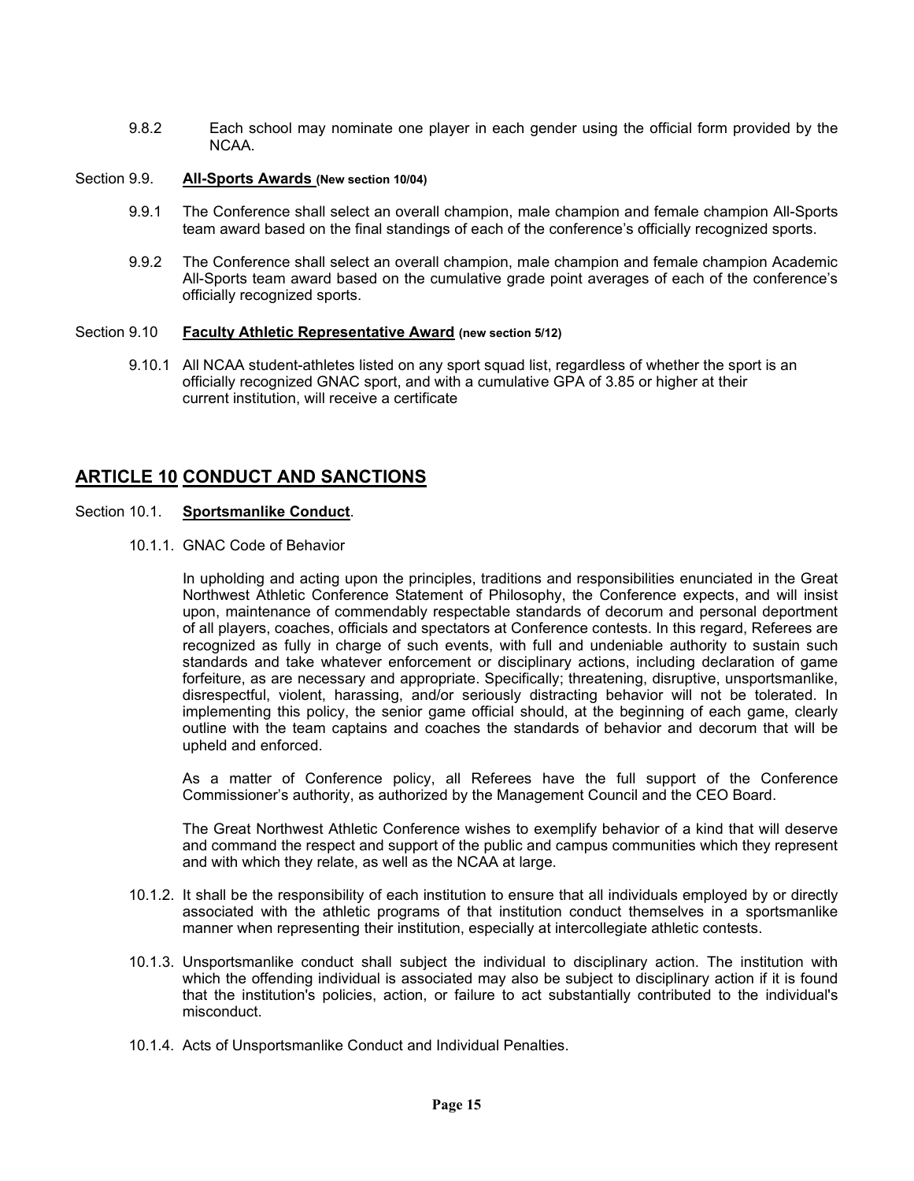9.8.2 Each school may nominate one player in each gender using the official form provided by the NCAA.

### Section 9.9. **All-Sports Awards (New section 10/04)**

9.9.1 The Conference shall select an overall champion, male champion and female champion All-Sports team award based on the final standings of each of the conference's officially recognized sports.

9.9.2 The Conference shall select an overall champion, male champion and female champion Academic All-Sports team award based on the cumulative grade point averages of each of the conference's officially recognized sports.

### Section 9.10 **Faculty Athletic Representative Award (new section 5/12)**

9.10.1 All NCAA student-athletes listed on any sport squad list, regardless of whether the sport is an officially recognized GNAC sport, and with a cumulative GPA of 3.85 or higher at their current institution, will receive a certificate

## ARTICLE 10 CONDUCT AND SANCTIONS

### Section 10.1. **Sportsmanlike Conduct**.

10.1.1. GNAC Code of Behavior

In upholding and acting upon the principles, traditions and responsibilities enunciated in the Great Northwest Athletic Conference Statement of Philosophy, the Conference expects, and will insist upon, maintenance of commendably respectable standards of decorum and personal deportment of all players, coaches, officials and spectators at Conference contests. In this regard, Referees are recognized as fully in charge of such events, with full and undeniable authority to sustain such standards and take whatever enforcement or disciplinary actions, including declaration of game forfeiture, as are necessary and appropriate. Specifically; threatening, disruptive, unsportsmanlike, disrespectful, violent, harassing, and/or seriously distracting behavior will not be tolerated. In implementing this policy, the senior game official should, at the beginning of each game, clearly outline with the team captains and coaches the standards of behavior and decorum that will be upheld and enforced.

As a matter of Conference policy, all Referees have the full support of the Conference Commissioner's authority, as authorized by the Management Council and the CEO Board.

The Great Northwest Athletic Conference wishes to exemplify behavior of a kind that will deserve and command the respect and support of the public and campus communities which they represent and with which they relate, as well as the NCAA at large.

10.1.2. It shall be the responsibility of each institution to ensure that all individuals employed by or directly associated with the athletic programs of that institution conduct themselves in a sportsmanlike manner when representing their institution, especially at intercollegiate athletic contests.

10.1.3. Unsportsmanlike conduct shall subject the individual to disciplinary action. The institution with which the offending individual is associated may also be subject to disciplinary action if it is found that the institution's policies, action, or failure to act substantially contributed to the individual's misconduct.

10.1.4. Acts of Unsportsmanlike Conduct and Individual Penalties.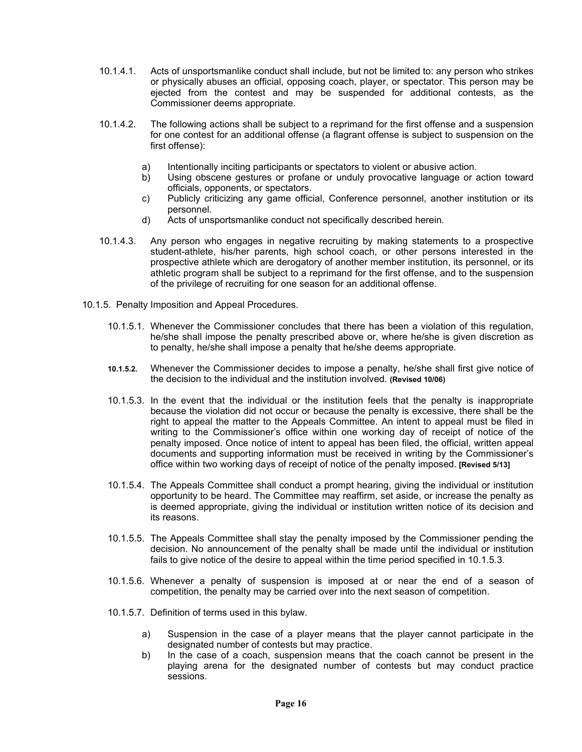10.1.4.1. Acts of unsportsmanlike conduct shall include, but not be limited to: any person who strikes or physically abuses an official, opposing coach, player, or spectator. This person may be ejected from the contest and may be suspended for additional contests, as the Commissioner deems appropriate.

10.1.4.2. The following actions shall be subject to a reprimand for the first offense and a suspension for one contest for an additional offense (a flagrant offense is subject to suspension on the first offense):

a) Intentionally inciting participants or spectators to violent or abusive action.
b) Using obscene gestures or profane or unduly provocative language or action toward officials, opponents, or spectators.
c) Publicly criticizing any game official, Conference personnel, another institution or its personnel.
d) Acts of unsportsmanlike conduct not specifically described herein.

10.1.4.3. Any person who engages in negative recruiting by making statements to a prospective student-athlete, his/her parents, high school coach, or other persons interested in the prospective athlete which are derogatory of another member institution, its personnel, or its athletic program shall be subject to a reprimand for the first offense, and to the suspension of the privilege of recruiting for one season for an additional offense.

10.1.5. Penalty Imposition and Appeal Procedures.

10.1.5.1. Whenever the Commissioner concludes that there has been a violation of this regulation, he/she shall impose the penalty prescribed above or, where he/she is given discretion as to penalty, he/she shall impose a penalty that he/she deems appropriate.

10.1.5.2. Whenever the Commissioner decides to impose a penalty, he/she shall first give notice of the decision to the individual and the institution involved. **(Revised 10/06)**

10.1.5.3. In the event that the individual or the institution feels that the penalty is inappropriate because the violation did not occur or because the penalty is excessive, there shall be the right to appeal the matter to the Appeals Committee. An intent to appeal must be filed in writing to the Commissioner's office within one working day of receipt of notice of the penalty imposed. Once notice of intent to appeal has been filed, the official, written appeal documents and supporting information must be received in writing by the Commissioner's office within two working days of receipt of notice of the penalty imposed. **[Revised 5/13]**

10.1.5.4. The Appeals Committee shall conduct a prompt hearing, giving the individual or institution opportunity to be heard. The Committee may reaffirm, set aside, or increase the penalty as is deemed appropriate, giving the individual or institution written notice of its decision and its reasons.

10.1.5.5. The Appeals Committee shall stay the penalty imposed by the Commissioner pending the decision. No announcement of the penalty shall be made until the individual or institution fails to give notice of the desire to appeal within the time period specified in 10.1.5.3.

10.1.5.6. Whenever a penalty of suspension is imposed at or near the end of a season of competition, the penalty may be carried over into the next season of competition.

10.1.5.7. Definition of terms used in this bylaw.

a) Suspension in the case of a player means that the player cannot participate in the designated number of contests but may practice.
b) In the case of a coach, suspension means that the coach cannot be present in the playing arena for the designated number of contests but may conduct practice sessions.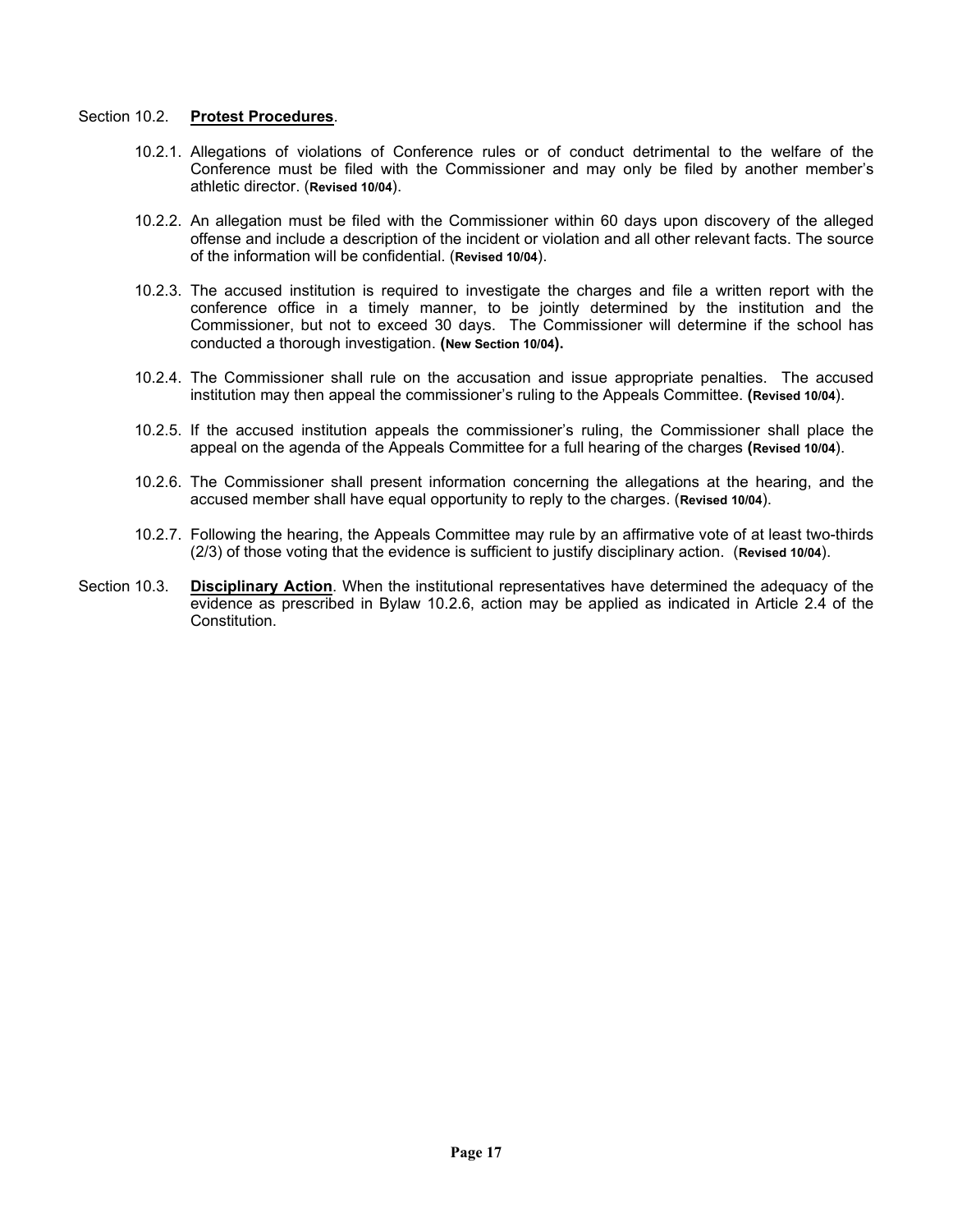Section 10.2. **Protest Procedures**.

10.2.1. Allegations of violations of Conference rules or of conduct detrimental to the welfare of the Conference must be filed with the Commissioner and may only be filed by another member's athletic director. (**Revised 10/04**).

10.2.2. An allegation must be filed with the Commissioner within 60 days upon discovery of the alleged offense and include a description of the incident or violation and all other relevant facts. The source of the information will be confidential. (**Revised 10/04**).

10.2.3. The accused institution is required to investigate the charges and file a written report with the conference office in a timely manner, to be jointly determined by the institution and the Commissioner, but not to exceed 30 days. The Commissioner will determine if the school has conducted a thorough investigation. **(New Section 10/04).**

10.2.4. The Commissioner shall rule on the accusation and issue appropriate penalties. The accused institution may then appeal the commissioner's ruling to the Appeals Committee. **(Revised 10/04**).

10.2.5. If the accused institution appeals the commissioner's ruling, the Commissioner shall place the appeal on the agenda of the Appeals Committee for a full hearing of the charges **(Revised 10/04**).

10.2.6. The Commissioner shall present information concerning the allegations at the hearing, and the accused member shall have equal opportunity to reply to the charges. (**Revised 10/04**).

10.2.7. Following the hearing, the Appeals Committee may rule by an affirmative vote of at least two-thirds (2/3) of those voting that the evidence is sufficient to justify disciplinary action. (**Revised 10/04**).

Section 10.3. **Disciplinary Action**. When the institutional representatives have determined the adequacy of the evidence as prescribed in Bylaw 10.2.6, action may be applied as indicated in Article 2.4 of the Constitution.